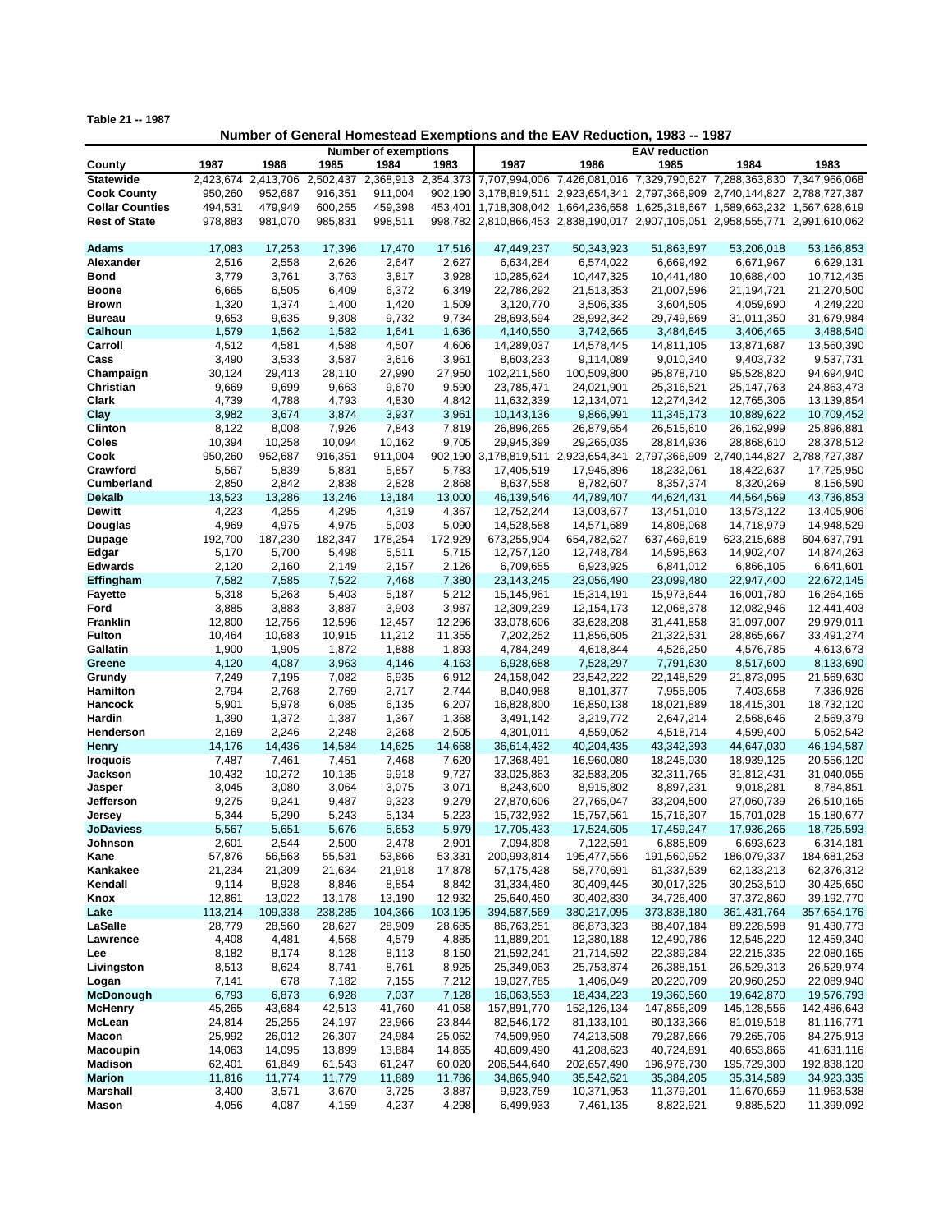Table 21 -- 1987

## Number of General Homestead Exemptions and the EAV Reduction, 1983 -- 1987

| County | Number of exemptions | | | | | EAV reduction | | | | |
|---|---|---|---|---|---|---|---|---|---|---|
| | 1987 | 1986 | 1985 | 1984 | 1983 | 1987 | 1986 | 1985 | 1984 | 1983 |
| **Statewide** | 2,423,674 | 2,413,706 | 2,502,437 | 2,368,913 | 2,354,373 | 7,707,994,006 | 7,426,081,016 | 7,329,790,627 | 7,288,363,830 | 7,347,966,068 |
| **Cook County** | 950,260 | 952,687 | 916,351 | 911,004 | 902,190 | 3,178,819,511 | 2,923,654,341 | 2,797,366,909 | 2,740,144,827 | 2,788,727,387 |
| **Collar Counties** | 494,531 | 479,949 | 600,255 | 459,398 | 453,401 | 1,718,308,042 | 1,664,236,658 | 1,625,318,667 | 1,589,663,232 | 1,567,628,619 |
| **Rest of State** | 978,883 | 981,070 | 985,831 | 998,511 | 998,782 | 2,810,866,453 | 2,838,190,017 | 2,907,105,051 | 2,958,555,771 | 2,991,610,062 |
| | | | | | | | | | | |
| **Adams** | 17,083 | 17,253 | 17,396 | 17,470 | 17,516 | 47,449,237 | 50,343,923 | 51,863,897 | 53,206,018 | 53,166,853 |
| **Alexander** | 2,516 | 2,558 | 2,626 | 2,647 | 2,627 | 6,634,284 | 6,574,022 | 6,669,492 | 6,671,967 | 6,629,131 |
| **Bond** | 3,779 | 3,761 | 3,763 | 3,817 | 3,928 | 10,285,624 | 10,447,325 | 10,441,480 | 10,688,400 | 10,712,435 |
| **Boone** | 6,665 | 6,505 | 6,409 | 6,372 | 6,349 | 22,786,292 | 21,513,353 | 21,007,596 | 21,194,721 | 21,270,500 |
| **Brown** | 1,320 | 1,374 | 1,400 | 1,420 | 1,509 | 3,120,770 | 3,506,335 | 3,604,505 | 4,059,690 | 4,249,220 |
| **Bureau** | 9,653 | 9,635 | 9,308 | 9,732 | 9,734 | 28,693,594 | 28,992,342 | 29,749,869 | 31,011,350 | 31,679,984 |
| **Calhoun** | 1,579 | 1,562 | 1,582 | 1,641 | 1,636 | 4,140,550 | 3,742,665 | 3,484,645 | 3,406,465 | 3,488,540 |
| **Carroll** | 4,512 | 4,581 | 4,588 | 4,507 | 4,606 | 14,289,037 | 14,578,445 | 14,811,105 | 13,871,687 | 13,560,390 |
| **Cass** | 3,490 | 3,533 | 3,587 | 3,616 | 3,961 | 8,603,233 | 9,114,089 | 9,010,340 | 9,403,732 | 9,537,731 |
| **Champaign** | 30,124 | 29,413 | 28,110 | 27,990 | 27,950 | 102,211,560 | 100,509,800 | 95,878,710 | 95,528,820 | 94,694,940 |
| **Christian** | 9,669 | 9,699 | 9,663 | 9,670 | 9,590 | 23,785,471 | 24,021,901 | 25,316,521 | 25,147,763 | 24,863,473 |
| **Clark** | 4,739 | 4,788 | 4,793 | 4,830 | 4,842 | 11,632,339 | 12,134,071 | 12,274,342 | 12,765,306 | 13,139,854 |
| **Clay** | 3,982 | 3,674 | 3,874 | 3,937 | 3,961 | 10,143,136 | 9,866,991 | 11,345,173 | 10,889,622 | 10,709,452 |
| **Clinton** | 8,122 | 8,008 | 7,926 | 7,843 | 7,819 | 26,896,265 | 26,879,654 | 26,515,610 | 26,162,999 | 25,896,881 |
| **Coles** | 10,394 | 10,258 | 10,094 | 10,162 | 9,705 | 29,945,399 | 29,265,035 | 28,814,936 | 28,868,610 | 28,378,512 |
| **Cook** | 950,260 | 952,687 | 916,351 | 911,004 | 902,190 | 3,178,819,511 | 2,923,654,341 | 2,797,366,909 | 2,740,144,827 | 2,788,727,387 |
| **Crawford** | 5,567 | 5,839 | 5,831 | 5,857 | 5,783 | 17,405,519 | 17,945,896 | 18,232,061 | 18,422,637 | 17,725,950 |
| **Cumberland** | 2,850 | 2,842 | 2,838 | 2,828 | 2,868 | 8,637,558 | 8,782,607 | 8,357,374 | 8,320,269 | 8,156,590 |
| **Dekalb** | 13,523 | 13,286 | 13,246 | 13,184 | 13,000 | 46,139,546 | 44,789,407 | 44,624,431 | 44,564,569 | 43,736,853 |
| **Dewitt** | 4,223 | 4,255 | 4,295 | 4,319 | 4,367 | 12,752,244 | 13,003,677 | 13,451,010 | 13,573,122 | 13,405,906 |
| **Douglas** | 4,969 | 4,975 | 4,975 | 5,003 | 5,090 | 14,528,588 | 14,571,689 | 14,808,068 | 14,718,979 | 14,948,529 |
| **Dupage** | 192,700 | 187,230 | 182,347 | 178,254 | 172,929 | 673,255,904 | 654,782,627 | 637,469,619 | 623,215,688 | 604,637,791 |
| **Edgar** | 5,170 | 5,700 | 5,498 | 5,511 | 5,715 | 12,757,120 | 12,748,784 | 14,595,863 | 14,902,407 | 14,874,263 |
| **Edwards** | 2,120 | 2,160 | 2,149 | 2,157 | 2,126 | 6,709,655 | 6,923,925 | 6,841,012 | 6,866,105 | 6,641,601 |
| **Effingham** | 7,582 | 7,585 | 7,522 | 7,468 | 7,380 | 23,143,245 | 23,056,490 | 23,099,480 | 22,947,400 | 22,672,145 |
| **Fayette** | 5,318 | 5,263 | 5,403 | 5,187 | 5,212 | 15,145,961 | 15,314,191 | 15,973,644 | 16,001,780 | 16,264,165 |
| **Ford** | 3,885 | 3,883 | 3,887 | 3,903 | 3,987 | 12,309,239 | 12,154,173 | 12,068,378 | 12,082,946 | 12,441,403 |
| **Franklin** | 12,800 | 12,756 | 12,596 | 12,457 | 12,296 | 33,078,606 | 33,628,208 | 31,441,858 | 31,097,007 | 29,979,011 |
| **Fulton** | 10,464 | 10,683 | 10,915 | 11,212 | 11,355 | 7,202,252 | 11,856,605 | 21,322,531 | 28,865,667 | 33,491,274 |
| **Gallatin** | 1,900 | 1,905 | 1,872 | 1,888 | 1,893 | 4,784,249 | 4,618,844 | 4,526,250 | 4,576,785 | 4,613,673 |
| **Greene** | 4,120 | 4,087 | 3,963 | 4,146 | 4,163 | 6,928,688 | 7,528,297 | 7,791,630 | 8,517,600 | 8,133,690 |
| **Grundy** | 7,249 | 7,195 | 7,082 | 6,935 | 6,912 | 24,158,042 | 23,542,222 | 22,148,529 | 21,873,095 | 21,569,630 |
| **Hamilton** | 2,794 | 2,768 | 2,769 | 2,717 | 2,744 | 8,040,988 | 8,101,377 | 7,955,905 | 7,403,658 | 7,336,926 |
| **Hancock** | 5,901 | 5,978 | 6,085 | 6,135 | 6,207 | 16,828,800 | 16,850,138 | 18,021,889 | 18,415,301 | 18,732,120 |
| **Hardin** | 1,390 | 1,372 | 1,387 | 1,367 | 1,368 | 3,491,142 | 3,219,772 | 2,647,214 | 2,568,646 | 2,569,379 |
| **Henderson** | 2,169 | 2,246 | 2,248 | 2,268 | 2,505 | 4,301,011 | 4,559,052 | 4,518,714 | 4,599,400 | 5,052,542 |
| **Henry** | 14,176 | 14,436 | 14,584 | 14,625 | 14,668 | 36,614,432 | 40,204,435 | 43,342,393 | 44,647,030 | 46,194,587 |
| **Iroquois** | 7,487 | 7,461 | 7,451 | 7,468 | 7,620 | 17,368,491 | 16,960,080 | 18,245,030 | 18,939,125 | 20,556,120 |
| **Jackson** | 10,432 | 10,272 | 10,135 | 9,918 | 9,727 | 33,025,863 | 32,583,205 | 32,311,765 | 31,812,431 | 31,040,055 |
| **Jasper** | 3,045 | 3,080 | 3,064 | 3,075 | 3,071 | 8,243,600 | 8,915,802 | 8,897,231 | 9,018,281 | 8,784,851 |
| **Jefferson** | 9,275 | 9,241 | 9,487 | 9,323 | 9,279 | 27,870,606 | 27,765,047 | 33,204,500 | 27,060,739 | 26,510,165 |
| **Jersey** | 5,344 | 5,290 | 5,243 | 5,134 | 5,223 | 15,732,932 | 15,757,561 | 15,716,307 | 15,701,028 | 15,180,677 |
| **JoDaviess** | 5,567 | 5,651 | 5,676 | 5,653 | 5,979 | 17,705,433 | 17,524,605 | 17,459,247 | 17,936,266 | 18,725,593 |
| **Johnson** | 2,601 | 2,544 | 2,500 | 2,478 | 2,901 | 7,094,808 | 7,122,591 | 6,885,809 | 6,693,623 | 6,314,181 |
| **Kane** | 57,876 | 56,563 | 55,531 | 53,866 | 53,331 | 200,993,814 | 195,477,556 | 191,560,952 | 186,079,337 | 184,681,253 |
| **Kankakee** | 21,234 | 21,309 | 21,634 | 21,918 | 17,878 | 57,175,428 | 58,770,691 | 61,337,539 | 62,133,213 | 62,376,312 |
| **Kendall** | 9,114 | 8,928 | 8,846 | 8,854 | 8,842 | 31,334,460 | 30,409,445 | 30,017,325 | 30,253,510 | 30,425,650 |
| **Knox** | 12,861 | 13,022 | 13,178 | 13,190 | 12,932 | 25,640,450 | 30,402,830 | 34,726,400 | 37,372,860 | 39,192,770 |
| **Lake** | 113,214 | 109,338 | 238,285 | 104,366 | 103,195 | 394,587,569 | 380,217,095 | 373,838,180 | 361,431,764 | 357,654,176 |
| **LaSalle** | 28,779 | 28,560 | 28,627 | 28,909 | 28,685 | 86,763,251 | 86,873,323 | 88,407,184 | 89,228,598 | 91,430,773 |
| **Lawrence** | 4,408 | 4,481 | 4,568 | 4,579 | 4,885 | 11,889,201 | 12,380,188 | 12,490,786 | 12,545,220 | 12,459,340 |
| **Lee** | 8,182 | 8,174 | 8,128 | 8,113 | 8,150 | 21,592,241 | 21,714,592 | 22,389,284 | 22,215,335 | 22,080,165 |
| **Livingston** | 8,513 | 8,624 | 8,741 | 8,761 | 8,925 | 25,349,063 | 25,753,874 | 26,388,151 | 26,529,313 | 26,529,974 |
| **Logan** | 7,141 | 678 | 7,182 | 7,155 | 7,212 | 19,027,785 | 1,406,049 | 20,220,709 | 20,960,250 | 22,089,940 |
| **McDonough** | 6,793 | 6,873 | 6,928 | 7,037 | 7,128 | 16,063,553 | 18,434,223 | 19,360,560 | 19,642,870 | 19,576,793 |
| **McHenry** | 45,265 | 43,684 | 42,513 | 41,760 | 41,058 | 157,891,770 | 152,126,134 | 147,856,209 | 145,128,556 | 142,486,643 |
| **McLean** | 24,814 | 25,255 | 24,197 | 23,966 | 23,844 | 82,546,172 | 81,133,101 | 80,133,366 | 81,019,518 | 81,116,771 |
| **Macon** | 25,992 | 26,012 | 26,307 | 24,984 | 25,062 | 74,509,950 | 74,213,508 | 79,287,666 | 79,265,706 | 84,275,913 |
| **Macoupin** | 14,063 | 14,095 | 13,899 | 13,884 | 14,865 | 40,609,490 | 41,208,623 | 40,724,891 | 40,653,866 | 41,631,116 |
| **Madison** | 62,401 | 61,849 | 61,543 | 61,247 | 60,020 | 206,544,640 | 202,657,490 | 196,976,730 | 195,729,300 | 192,838,120 |
| **Marion** | 11,816 | 11,774 | 11,779 | 11,889 | 11,786 | 34,865,940 | 35,542,621 | 35,384,205 | 35,314,589 | 34,923,335 |
| **Marshall** | 3,400 | 3,571 | 3,670 | 3,725 | 3,887 | 9,923,759 | 10,371,953 | 11,379,201 | 11,670,659 | 11,963,538 |
| **Mason** | 4,056 | 4,087 | 4,159 | 4,237 | 4,298 | 6,499,933 | 7,461,135 | 8,822,921 | 9,885,520 | 11,399,092 |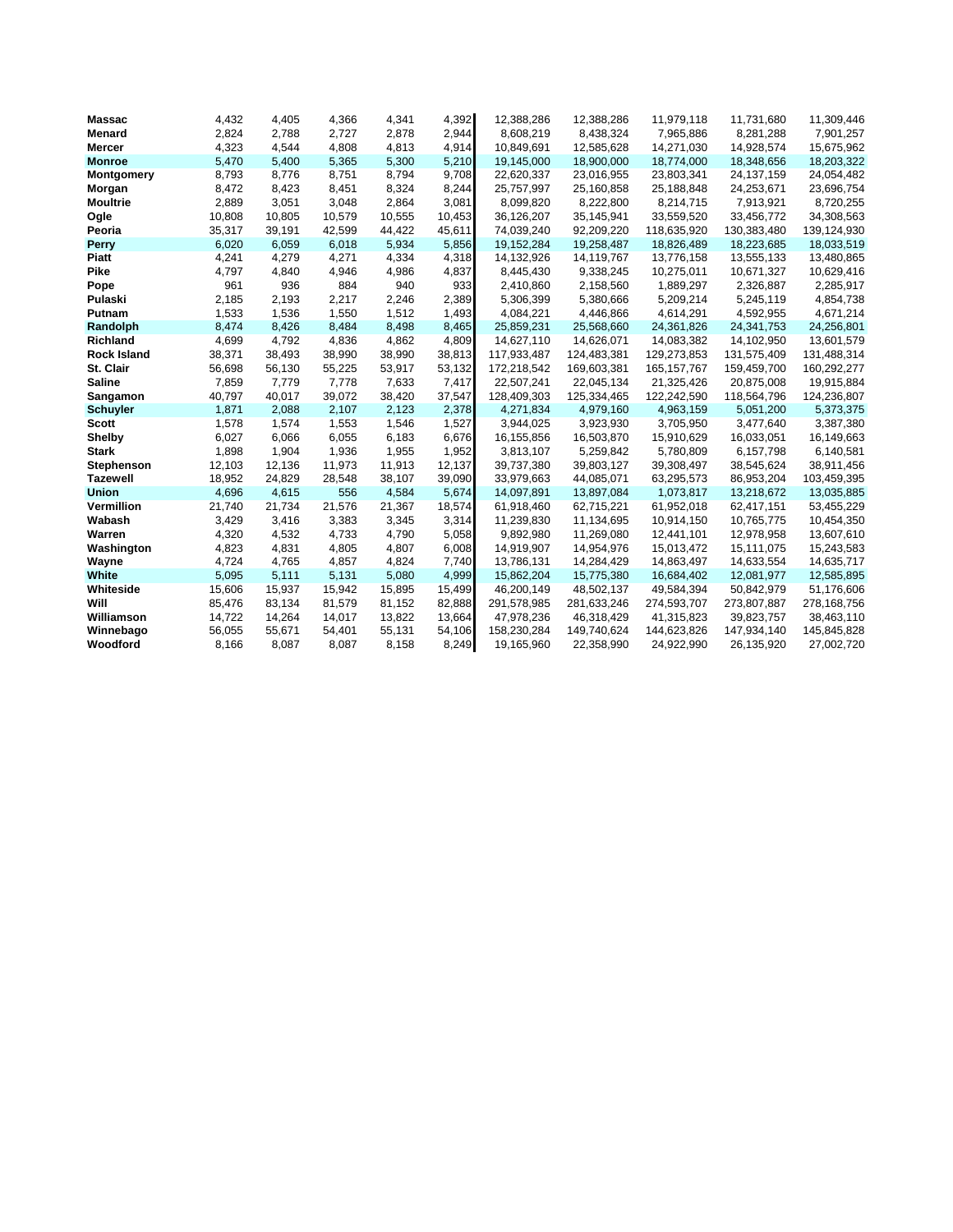| | | | | | | | | | | |
|---|---|---|---|---|---|---|---|---|---|---|
| **Massac** | 4,432 | 4,405 | 4,366 | 4,341 | 4,392 | 12,388,286 | 12,388,286 | 11,979,118 | 11,731,680 | 11,309,446 |
| **Menard** | 2,824 | 2,788 | 2,727 | 2,878 | 2,944 | 8,608,219 | 8,438,324 | 7,965,886 | 8,281,288 | 7,901,257 |
| **Mercer** | 4,323 | 4,544 | 4,808 | 4,813 | 4,914 | 10,849,691 | 12,585,628 | 14,271,030 | 14,928,574 | 15,675,962 |
| **Monroe** | 5,470 | 5,400 | 5,365 | 5,300 | 5,210 | 19,145,000 | 18,900,000 | 18,774,000 | 18,348,656 | 18,203,322 |
| **Montgomery** | 8,793 | 8,776 | 8,751 | 8,794 | 9,708 | 22,620,337 | 23,016,955 | 23,803,341 | 24,137,159 | 24,054,482 |
| **Morgan** | 8,472 | 8,423 | 8,451 | 8,324 | 8,244 | 25,757,997 | 25,160,858 | 25,188,848 | 24,253,671 | 23,696,754 |
| **Moultrie** | 2,889 | 3,051 | 3,048 | 2,864 | 3,081 | 8,099,820 | 8,222,800 | 8,214,715 | 7,913,921 | 8,720,255 |
| **Ogle** | 10,808 | 10,805 | 10,579 | 10,555 | 10,453 | 36,126,207 | 35,145,941 | 33,559,520 | 33,456,772 | 34,308,563 |
| **Peoria** | 35,317 | 39,191 | 42,599 | 44,422 | 45,611 | 74,039,240 | 92,209,220 | 118,635,920 | 130,383,480 | 139,124,930 |
| **Perry** | 6,020 | 6,059 | 6,018 | 5,934 | 5,856 | 19,152,284 | 19,258,487 | 18,826,489 | 18,223,685 | 18,033,519 |
| **Piatt** | 4,241 | 4,279 | 4,271 | 4,334 | 4,318 | 14,132,926 | 14,119,767 | 13,776,158 | 13,555,133 | 13,480,865 |
| **Pike** | 4,797 | 4,840 | 4,946 | 4,986 | 4,837 | 8,445,430 | 9,338,245 | 10,275,011 | 10,671,327 | 10,629,416 |
| **Pope** | 961 | 936 | 884 | 940 | 933 | 2,410,860 | 2,158,560 | 1,889,297 | 2,326,887 | 2,285,917 |
| **Pulaski** | 2,185 | 2,193 | 2,217 | 2,246 | 2,389 | 5,306,399 | 5,380,666 | 5,209,214 | 5,245,119 | 4,854,738 |
| **Putnam** | 1,533 | 1,536 | 1,550 | 1,512 | 1,493 | 4,084,221 | 4,446,866 | 4,614,291 | 4,592,955 | 4,671,214 |
| **Randolph** | 8,474 | 8,426 | 8,484 | 8,498 | 8,465 | 25,859,231 | 25,568,660 | 24,361,826 | 24,341,753 | 24,256,801 |
| **Richland** | 4,699 | 4,792 | 4,836 | 4,862 | 4,809 | 14,627,110 | 14,626,071 | 14,083,382 | 14,102,950 | 13,601,579 |
| **Rock Island** | 38,371 | 38,493 | 38,990 | 38,990 | 38,813 | 117,933,487 | 124,483,381 | 129,273,853 | 131,575,409 | 131,488,314 |
| **St. Clair** | 56,698 | 56,130 | 55,225 | 53,917 | 53,132 | 172,218,542 | 169,603,381 | 165,157,767 | 159,459,700 | 160,292,277 |
| **Saline** | 7,859 | 7,779 | 7,778 | 7,633 | 7,417 | 22,507,241 | 22,045,134 | 21,325,426 | 20,875,008 | 19,915,884 |
| **Sangamon** | 40,797 | 40,017 | 39,072 | 38,420 | 37,547 | 128,409,303 | 125,334,465 | 122,242,590 | 118,564,796 | 124,236,807 |
| **Schuyler** | 1,871 | 2,088 | 2,107 | 2,123 | 2,378 | 4,271,834 | 4,979,160 | 4,963,159 | 5,051,200 | 5,373,375 |
| **Scott** | 1,578 | 1,574 | 1,553 | 1,546 | 1,527 | 3,944,025 | 3,923,930 | 3,705,950 | 3,477,640 | 3,387,380 |
| **Shelby** | 6,027 | 6,066 | 6,055 | 6,183 | 6,676 | 16,155,856 | 16,503,870 | 15,910,629 | 16,033,051 | 16,149,663 |
| **Stark** | 1,898 | 1,904 | 1,936 | 1,955 | 1,952 | 3,813,107 | 5,259,842 | 5,780,809 | 6,157,798 | 6,140,581 |
| **Stephenson** | 12,103 | 12,136 | 11,973 | 11,913 | 12,137 | 39,737,380 | 39,803,127 | 39,308,497 | 38,545,624 | 38,911,456 |
| **Tazewell** | 18,952 | 24,829 | 28,548 | 38,107 | 39,090 | 33,979,663 | 44,085,071 | 63,295,573 | 86,953,204 | 103,459,395 |
| **Union** | 4,696 | 4,615 | 556 | 4,584 | 5,674 | 14,097,891 | 13,897,084 | 1,073,817 | 13,218,672 | 13,035,885 |
| **Vermillion** | 21,740 | 21,734 | 21,576 | 21,367 | 18,574 | 61,918,460 | 62,715,221 | 61,952,018 | 62,417,151 | 53,455,229 |
| **Wabash** | 3,429 | 3,416 | 3,383 | 3,345 | 3,314 | 11,239,830 | 11,134,695 | 10,914,150 | 10,765,775 | 10,454,350 |
| **Warren** | 4,320 | 4,532 | 4,733 | 4,790 | 5,058 | 9,892,980 | 11,269,080 | 12,441,101 | 12,978,958 | 13,607,610 |
| **Washington** | 4,823 | 4,831 | 4,805 | 4,807 | 6,008 | 14,919,907 | 14,954,976 | 15,013,472 | 15,111,075 | 15,243,583 |
| **Wayne** | 4,724 | 4,765 | 4,857 | 4,824 | 7,740 | 13,786,131 | 14,284,429 | 14,863,497 | 14,633,554 | 14,635,717 |
| **White** | 5,095 | 5,111 | 5,131 | 5,080 | 4,999 | 15,862,204 | 15,775,380 | 16,684,402 | 12,081,977 | 12,585,895 |
| **Whiteside** | 15,606 | 15,937 | 15,942 | 15,895 | 15,499 | 46,200,149 | 48,502,137 | 49,584,394 | 50,842,979 | 51,176,606 |
| **Will** | 85,476 | 83,134 | 81,579 | 81,152 | 82,888 | 291,578,985 | 281,633,246 | 274,593,707 | 273,807,887 | 278,168,756 |
| **Williamson** | 14,722 | 14,264 | 14,017 | 13,822 | 13,664 | 47,978,236 | 46,318,429 | 41,315,823 | 39,823,757 | 38,463,110 |
| **Winnebago** | 56,055 | 55,671 | 54,401 | 55,131 | 54,106 | 158,230,284 | 149,740,624 | 144,623,826 | 147,934,140 | 145,845,828 |
| **Woodford** | 8,166 | 8,087 | 8,087 | 8,158 | 8,249 | 19,165,960 | 22,358,990 | 24,922,990 | 26,135,920 | 27,002,720 |